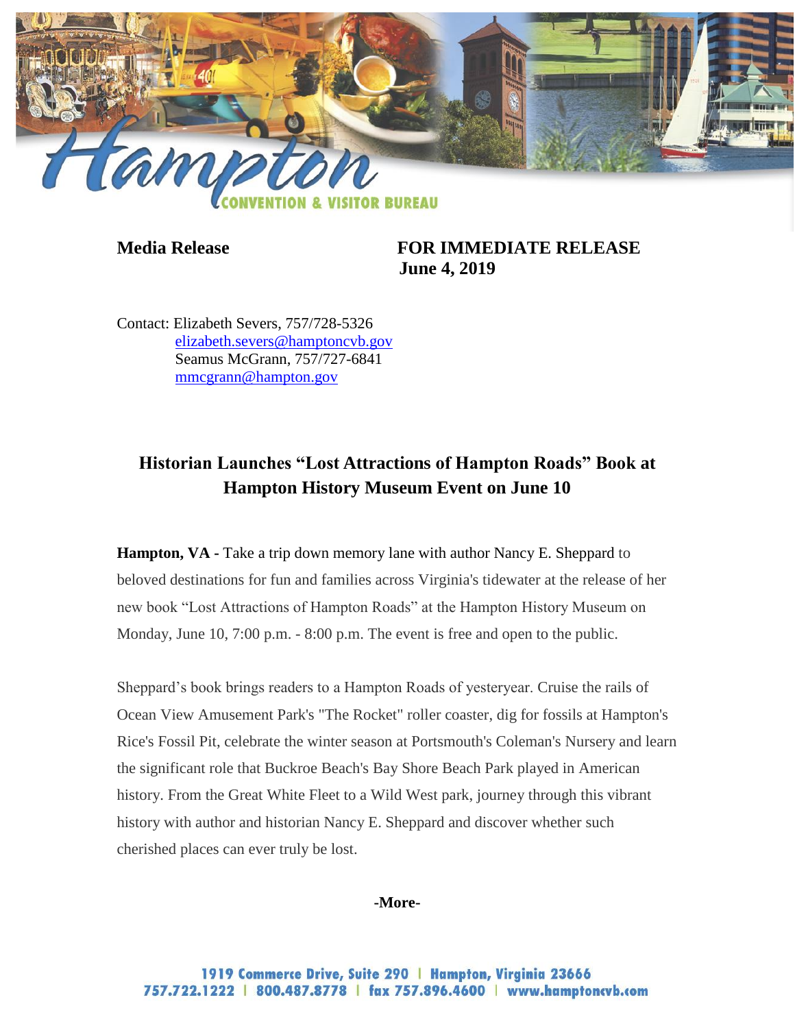Hampton CONVENTION & VISITOR BUREAU

**Media Release** **FOR IMMEDIATE RELEASE**
**June 4, 2019**

Contact: Elizabeth Severs, 757/728-5326
elizabeth.severs@hamptoncvb.gov
Seamus McGrann, 757/727-6841
mmcgrann@hampton.gov

## Historian Launches "Lost Attractions of Hampton Roads" Book at Hampton History Museum Event on June 10

**Hampton, VA -** Take a trip down memory lane with author Nancy E. Sheppard to beloved destinations for fun and families across Virginia's tidewater at the release of her new book "Lost Attractions of Hampton Roads" at the Hampton History Museum on Monday, June 10, 7:00 p.m. - 8:00 p.m. The event is free and open to the public.

Sheppard's book brings readers to a Hampton Roads of yesteryear. Cruise the rails of Ocean View Amusement Park's "The Rocket" roller coaster, dig for fossils at Hampton's Rice's Fossil Pit, celebrate the winter season at Portsmouth's Coleman's Nursery and learn the significant role that Buckroe Beach's Bay Shore Beach Park played in American history. From the Great White Fleet to a Wild West park, journey through this vibrant history with author and historian Nancy E. Sheppard and discover whether such cherished places can ever truly be lost.

**-More-**

1919 Commerce Drive, Suite 290 | Hampton, Virginia 23666
757.722.1222 | 800.487.8778 | fax 757.896.4600 | www.hamptoncvb.com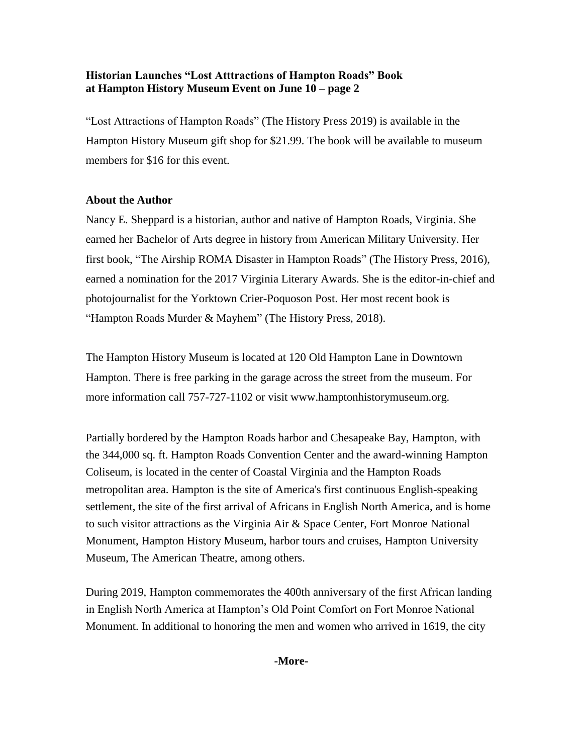**Historian Launches "Lost Atttractions of Hampton Roads" Book at Hampton History Museum Event on June 10 – page 2**

"Lost Attractions of Hampton Roads" (The History Press 2019) is available in the Hampton History Museum gift shop for $21.99. The book will be available to museum members for $16 for this event.

**About the Author**

Nancy E. Sheppard is a historian, author and native of Hampton Roads, Virginia. She earned her Bachelor of Arts degree in history from American Military University. Her first book, "The Airship ROMA Disaster in Hampton Roads" (The History Press, 2016), earned a nomination for the 2017 Virginia Literary Awards. She is the editor-in-chief and photojournalist for the Yorktown Crier-Poquoson Post. Her most recent book is "Hampton Roads Murder & Mayhem" (The History Press, 2018).

The Hampton History Museum is located at 120 Old Hampton Lane in Downtown Hampton. There is free parking in the garage across the street from the museum. For more information call 757-727-1102 or visit www.hamptonhistorymuseum.org.

Partially bordered by the Hampton Roads harbor and Chesapeake Bay, Hampton, with the 344,000 sq. ft. Hampton Roads Convention Center and the award-winning Hampton Coliseum, is located in the center of Coastal Virginia and the Hampton Roads metropolitan area. Hampton is the site of America's first continuous English-speaking settlement, the site of the first arrival of Africans in English North America, and is home to such visitor attractions as the Virginia Air & Space Center, Fort Monroe National Monument, Hampton History Museum, harbor tours and cruises, Hampton University Museum, The American Theatre, among others.

During 2019, Hampton commemorates the 400th anniversary of the first African landing in English North America at Hampton's Old Point Comfort on Fort Monroe National Monument. In additional to honoring the men and women who arrived in 1619, the city

-More-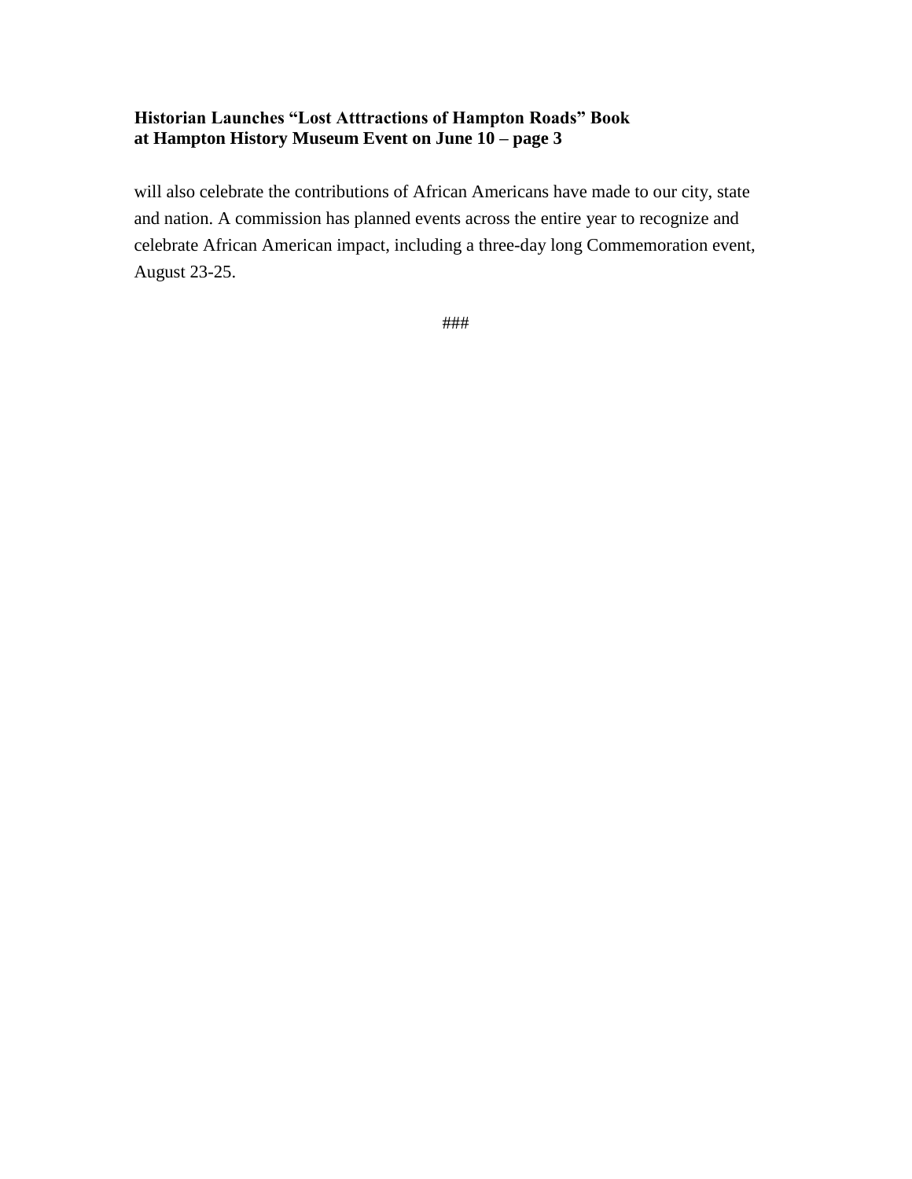will also celebrate the contributions of African Americans have made to our city, state and nation. A commission has planned events across the entire year to recognize and celebrate African American impact, including a three-day long Commemoration event, August 23-25.

###